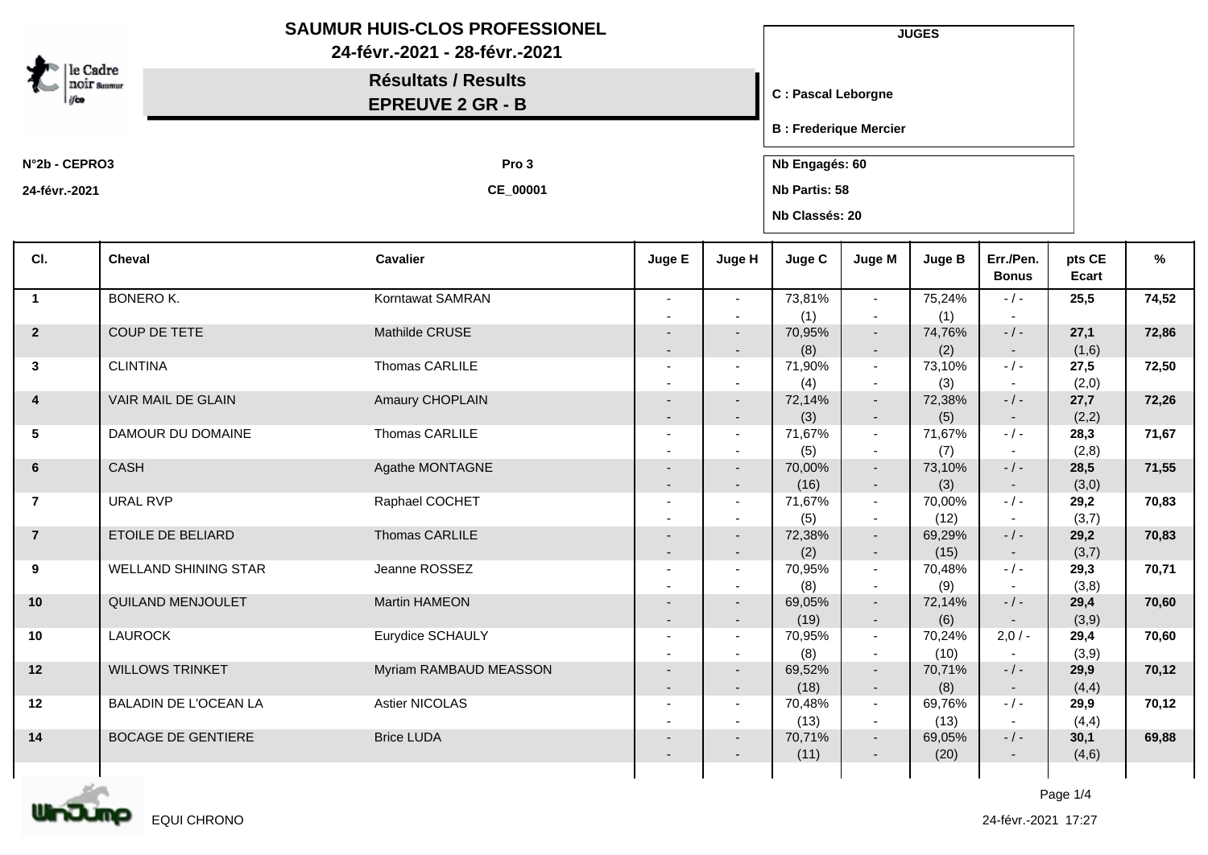# SAUMUR HUIS-CLOS PROFESSIONEL

**24-févr.-2021 - 28-févr.-2021**

## Résultats / Results
## EPREUVE 2 GR - B

**JUGES**

**C : Pascal Leborgne**

**B : Frederique Mercier**

**N°2b - CEPRO3** | **Pro 3**

**24-févr.-2021** | **CE_00001**

**Nb Engagés: 60**

**Nb Partis: 58**

**Nb Classés: 20**

| Cl. | Cheval | Cavalier | Juge E | Juge H | Juge C | Juge M | Juge B | Err./Pen. Bonus | pts CE Ecart | % |
|---|---|---|---|---|---|---|---|---|---|---|
| 1 | BONERO K. | Korntawat SAMRAN | - - | - - | 73,81% (1) | - - | 75,24% (1) | - / - - | 25,5 | 74,52 |
| 2 | COUP DE TETE | Mathilde CRUSE | - - | - - | 70,95% (8) | - - | 74,76% (2) | - / - - | 27,1 (1,6) | 72,86 |
| 3 | CLINTINA | Thomas CARLILE | - - | - - | 71,90% (4) | - - | 73,10% (3) | - / - - | 27,5 (2,0) | 72,50 |
| 4 | VAIR MAIL DE GLAIN | Amaury CHOPLAIN | - - | - - | 72,14% (3) | - - | 72,38% (5) | - / - - | 27,7 (2,2) | 72,26 |
| 5 | DAMOUR DU DOMAINE | Thomas CARLILE | - - | - - | 71,67% (5) | - - | 71,67% (7) | - / - - | 28,3 (2,8) | 71,67 |
| 6 | CASH | Agathe MONTAGNE | - - | - - | 70,00% (16) | - - | 73,10% (3) | - / - - | 28,5 (3,0) | 71,55 |
| 7 | URAL RVP | Raphael COCHET | - - | - - | 71,67% (5) | - - | 70,00% (12) | - / - - | 29,2 (3,7) | 70,83 |
| 7 | ETOILE DE BELIARD | Thomas CARLILE | - - | - - | 72,38% (2) | - - | 69,29% (15) | - / - - | 29,2 (3,7) | 70,83 |
| 9 | WELLAND SHINING STAR | Jeanne ROSSEZ | - - | - - | 70,95% (8) | - - | 70,48% (9) | - / - - | 29,3 (3,8) | 70,71 |
| 10 | QUILAND MENJOULET | Martin HAMEON | - - | - - | 69,05% (19) | - - | 72,14% (6) | - / - - | 29,4 (3,9) | 70,60 |
| 10 | LAUROCK | Eurydice SCHAULY | - - | - - | 70,95% (8) | - - | 70,24% (10) | 2,0 / - - | 29,4 (3,9) | 70,60 |
| 12 | WILLOWS TRINKET | Myriam RAMBAUD MEASSON | - - | - - | 69,52% (18) | - - | 70,71% (8) | - / - - | 29,9 (4,4) | 70,12 |
| 12 | BALADIN DE L'OCEAN LA | Astier NICOLAS | - - | - - | 70,48% (13) | - - | 69,76% (13) | - / - - | 29,9 (4,4) | 70,12 |
| 14 | BOCAGE DE GENTIERE | Brice LUDA | - - | - - | 70,71% (11) | - - | 69,05% (20) | - / - - | 30,1 (4,6) | 69,88 |

EQUI CHRONO

24-févr.-2021 17:27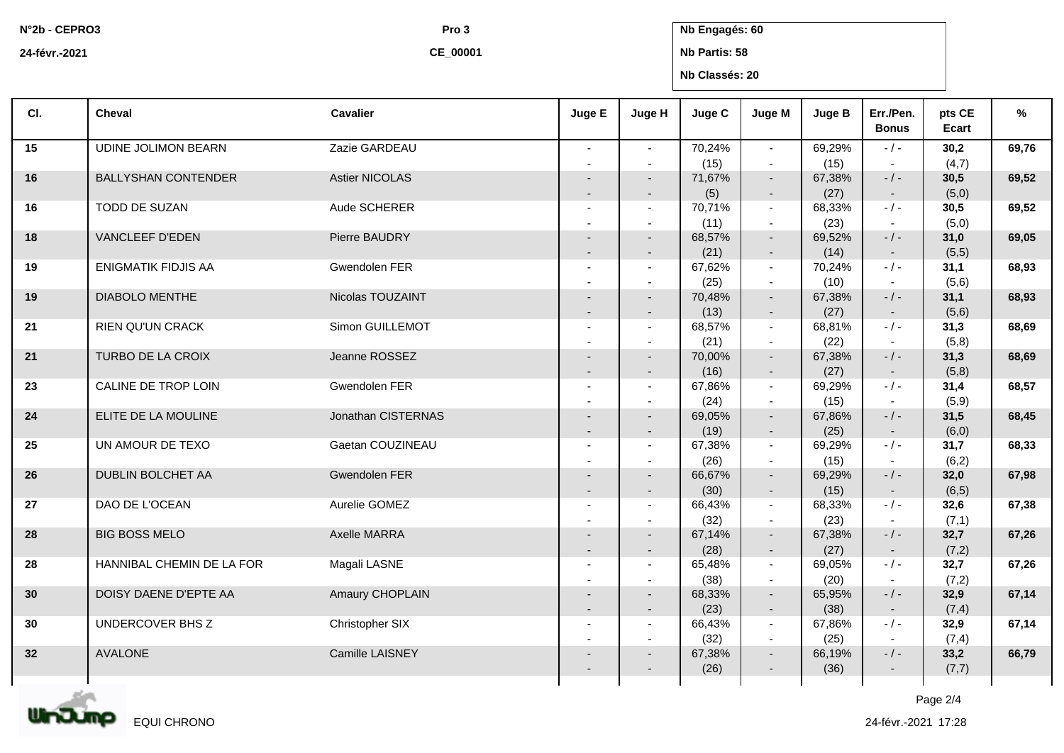N°2b - CEPRO3

24-févr.-2021

Pro 3

CE_00001

Nb Engagés: 60

Nb Partis: 58

Nb Classés: 20

| Cl. | Cheval | Cavalier | Juge E | Juge H | Juge C | Juge M | Juge B | Err./Pen. Bonus | pts CE Ecart | % |
|---|---|---|---|---|---|---|---|---|---|---|
| 15 | UDINE JOLIMON BEARN | Zazie GARDEAU | - - | - - | 70,24% (15) | - - | 69,29% (15) | - / - - | **30,2** (4,7) | **69,76** |
| 16 | BALLYSHAN CONTENDER | Astier NICOLAS | - - | - - | 71,67% (5) | - - | 67,38% (27) | - / - - | **30,5** (5,0) | **69,52** |
| 16 | TODD DE SUZAN | Aude SCHERER | - - | - - | 70,71% (11) | - - | 68,33% (23) | - / - - | **30,5** (5,0) | **69,52** |
| 18 | VANCLEEF D'EDEN | Pierre BAUDRY | - - | - - | 68,57% (21) | - - | 69,52% (14) | - / - - | **31,0** (5,5) | **69,05** |
| 19 | ENIGMATIK FIDJIS AA | Gwendolen FER | - - | - - | 67,62% (25) | - - | 70,24% (10) | - / - - | **31,1** (5,6) | **68,93** |
| 19 | DIABOLO MENTHE | Nicolas TOUZAINT | - - | - - | 70,48% (13) | - - | 67,38% (27) | - / - - | **31,1** (5,6) | **68,93** |
| 21 | RIEN QU'UN CRACK | Simon GUILLEMOT | - - | - - | 68,57% (21) | - - | 68,81% (22) | - / - - | **31,3** (5,8) | **68,69** |
| 21 | TURBO DE LA CROIX | Jeanne ROSSEZ | - - | - - | 70,00% (16) | - - | 67,38% (27) | - / - - | **31,3** (5,8) | **68,69** |
| 23 | CALINE DE TROP LOIN | Gwendolen FER | - - | - - | 67,86% (24) | - - | 69,29% (15) | - / - - | **31,4** (5,9) | **68,57** |
| 24 | ELITE DE LA MOULINE | Jonathan CISTERNAS | - - | - - | 69,05% (19) | - - | 67,86% (25) | - / - - | **31,5** (6,0) | **68,45** |
| 25 | UN AMOUR DE TEXO | Gaetan COUZINEAU | - - | - - | 67,38% (26) | - - | 69,29% (15) | - / - - | **31,7** (6,2) | **68,33** |
| 26 | DUBLIN BOLCHET AA | Gwendolen FER | - - | - - | 66,67% (30) | - - | 69,29% (15) | - / - - | **32,0** (6,5) | **67,98** |
| 27 | DAO DE L'OCEAN | Aurelie GOMEZ | - - | - - | 66,43% (32) | - - | 68,33% (23) | - / - - | **32,6** (7,1) | **67,38** |
| 28 | BIG BOSS MELO | Axelle MARRA | - - | - - | 67,14% (28) | - - | 67,38% (27) | - / - - | **32,7** (7,2) | **67,26** |
| 28 | HANNIBAL CHEMIN DE LA FOR | Magali LASNE | - - | - - | 65,48% (38) | - - | 69,05% (20) | - / - - | **32,7** (7,2) | **67,26** |
| 30 | DOISY DAENE D'EPTE AA | Amaury CHOPLAIN | - - | - - | 68,33% (23) | - - | 65,95% (38) | - / - - | **32,9** (7,4) | **67,14** |
| 30 | UNDERCOVER BHS Z | Christopher SIX | - - | - - | 66,43% (32) | - - | 67,86% (25) | - / - - | **32,9** (7,4) | **67,14** |
| 32 | AVALONE | Camille LAISNEY | - - | - - | 67,38% (26) | - - | 66,19% (36) | - / - - | **33,2** (7,7) | **66,79** |

EQUI CHRONO

24-févr.-2021 17:28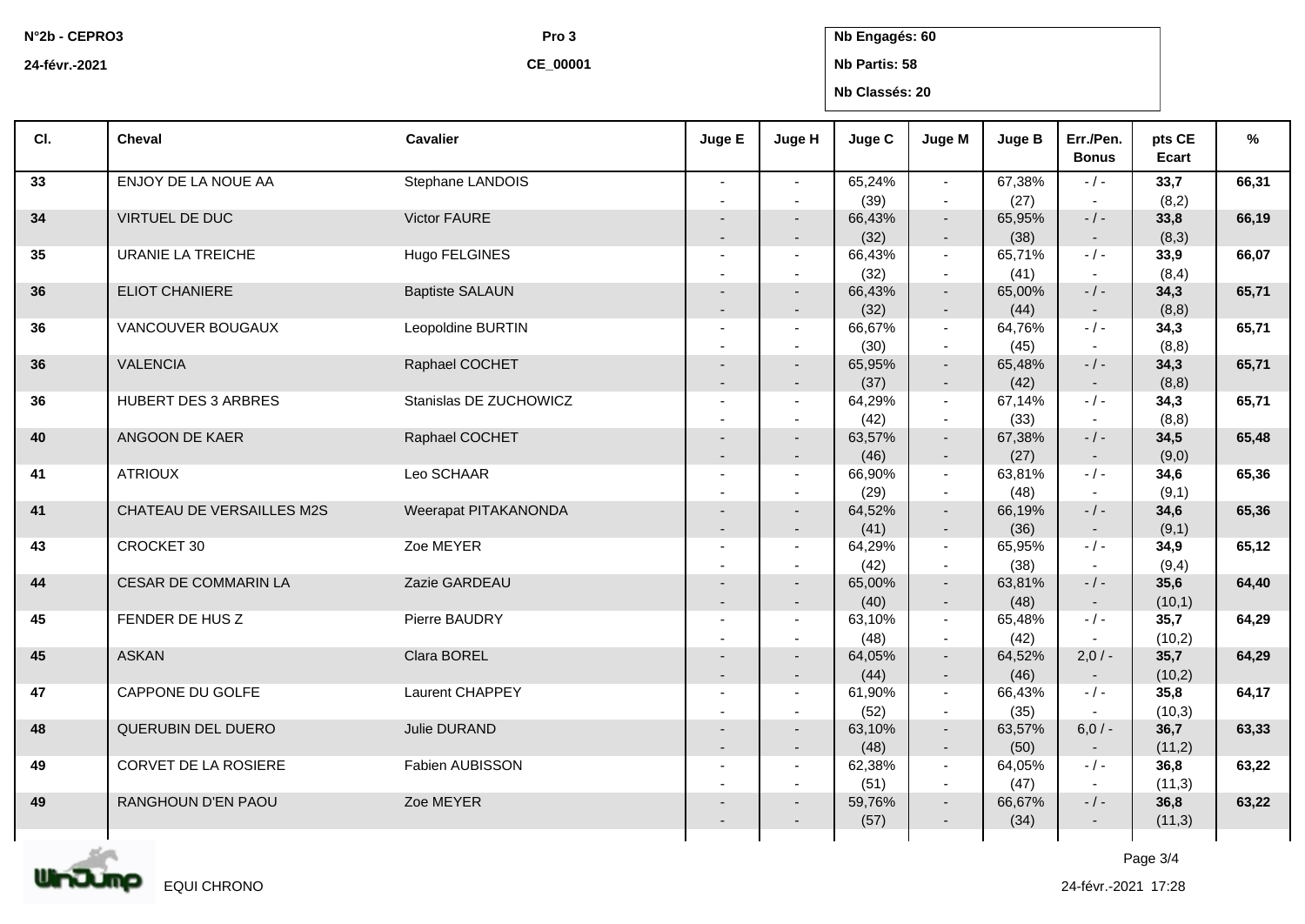N°2b - CEPRO3 | Pro 3

24-févr.-2021 | CE_00001

**Nb Engagés: 60**

**Nb Partis: 58**

**Nb Classés: 20**

| Cl. | Cheval | Cavalier | Juge E | Juge H | Juge C | Juge M | Juge B | Err./Pen. Bonus | pts CE Ecart | % |
|---|---|---|---|---|---|---|---|---|---|---|
| 33 | ENJOY DE LA NOUE AA | Stephane LANDOIS | - - | - - | 65,24% (39) | - - | 67,38% (27) | - / - - | **33,7** (8,2) | **66,31** |
| 34 | VIRTUEL DE DUC | Victor FAURE | - - | - - | 66,43% (32) | - - | 65,95% (38) | - / - - | **33,8** (8,3) | **66,19** |
| 35 | URANIE LA TREICHE | Hugo FELGINES | - - | - - | 66,43% (32) | - - | 65,71% (41) | - / - - | **33,9** (8,4) | **66,07** |
| 36 | ELIOT CHANIERE | Baptiste SALAUN | - - | - - | 66,43% (32) | - - | 65,00% (44) | - / - - | **34,3** (8,8) | **65,71** |
| 36 | VANCOUVER BOUGAUX | Leopoldine BURTIN | - - | - - | 66,67% (30) | - - | 64,76% (45) | - / - - | **34,3** (8,8) | **65,71** |
| 36 | VALENCIA | Raphael COCHET | - - | - - | 65,95% (37) | - - | 65,48% (42) | - / - - | **34,3** (8,8) | **65,71** |
| 36 | HUBERT DES 3 ARBRES | Stanislas DE ZUCHOWICZ | - - | - - | 64,29% (42) | - - | 67,14% (33) | - / - - | **34,3** (8,8) | **65,71** |
| 40 | ANGOON DE KAER | Raphael COCHET | - - | - - | 63,57% (46) | - - | 67,38% (27) | - / - - | **34,5** (9,0) | **65,48** |
| 41 | ATRIOUX | Leo SCHAAR | - - | - - | 66,90% (29) | - - | 63,81% (48) | - / - - | **34,6** (9,1) | **65,36** |
| 41 | CHATEAU DE VERSAILLES M2S | Weerapat PITAKANONDA | - - | - - | 64,52% (41) | - - | 66,19% (36) | - / - - | **34,6** (9,1) | **65,36** |
| 43 | CROCKET 30 | Zoe MEYER | - - | - - | 64,29% (42) | - - | 65,95% (38) | - / - - | **34,9** (9,4) | **65,12** |
| 44 | CESAR DE COMMARIN LA | Zazie GARDEAU | - - | - - | 65,00% (40) | - - | 63,81% (48) | - / - - | **35,6** (10,1) | **64,40** |
| 45 | FENDER DE HUS Z | Pierre BAUDRY | - - | - - | 63,10% (48) | - - | 65,48% (42) | - / - - | **35,7** (10,2) | **64,29** |
| 45 | ASKAN | Clara BOREL | - - | - - | 64,05% (44) | - - | 64,52% (46) | 2,0 / - - | **35,7** (10,2) | **64,29** |
| 47 | CAPPONE DU GOLFE | Laurent CHAPPEY | - - | - - | 61,90% (52) | - - | 66,43% (35) | - / - - | **35,8** (10,3) | **64,17** |
| 48 | QUERUBIN DEL DUERO | Julie DURAND | - - | - - | 63,10% (48) | - - | 63,57% (50) | 6,0 / - - | **36,7** (11,2) | **63,33** |
| 49 | CORVET DE LA ROSIERE | Fabien AUBISSON | - - | - - | 62,38% (51) | - - | 64,05% (47) | - / - - | **36,8** (11,3) | **63,22** |
| 49 | RANGHOUN D'EN PAOU | Zoe MEYER | - - | - - | 59,76% (57) | - - | 66,67% (34) | - / - - | **36,8** (11,3) | **63,22** |

EQUI CHRONO

24-févr.-2021 17:28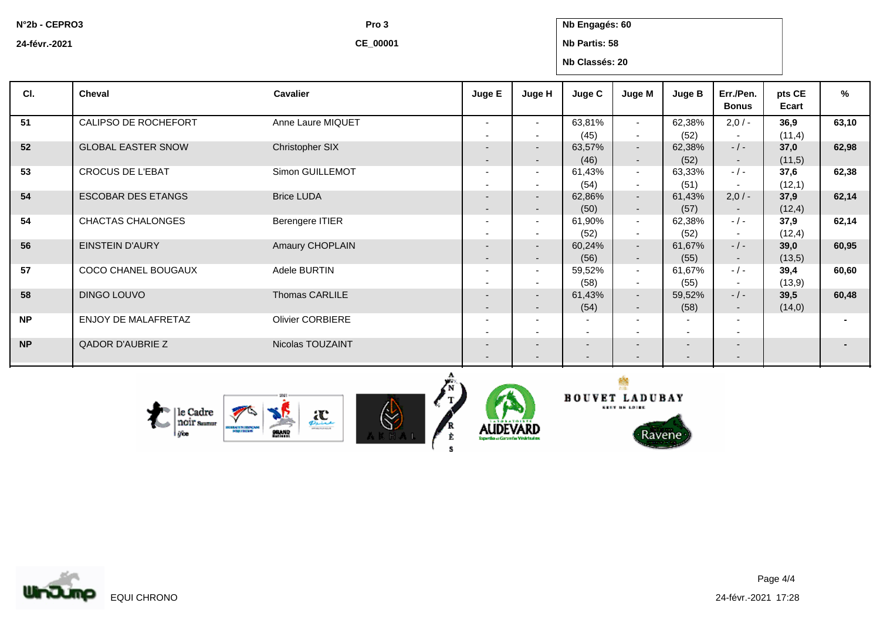N°2b - CEPRO3

24-févr.-2021

Pro 3

CE_00001

Nb Engagés: 60

Nb Partis: 58

Nb Classés: 20

| Cl. | Cheval | Cavalier | Juge E | Juge H | Juge C | Juge M | Juge B | Err./Pen. Bonus | pts CE Ecart | % |
|---|---|---|---|---|---|---|---|---|---|---|
| 51 | CALIPSO DE ROCHEFORT | Anne Laure MIQUET | - - | - - | 63,81% (45) | - - | 62,38% (52) | 2,0 / - - | 36,9 (11,4) | 63,10 |
| 52 | GLOBAL EASTER SNOW | Christopher SIX | - - | - - | 63,57% (46) | - - | 62,38% (52) | - / - - | 37,0 (11,5) | 62,98 |
| 53 | CROCUS DE L'EBAT | Simon GUILLEMOT | - - | - - | 61,43% (54) | - - | 63,33% (51) | - / - - | 37,6 (12,1) | 62,38 |
| 54 | ESCOBAR DES ETANGS | Brice LUDA | - - | - - | 62,86% (50) | - - | 61,43% (57) | 2,0 / - - | 37,9 (12,4) | 62,14 |
| 54 | CHACTAS CHALONGES | Berengere ITIER | - - | - - | 61,90% (52) | - - | 62,38% (52) | - / - - | 37,9 (12,4) | 62,14 |
| 56 | EINSTEIN D'AURY | Amaury CHOPLAIN | - - | - - | 60,24% (56) | - - | 61,67% (55) | - / - - | 39,0 (13,5) | 60,95 |
| 57 | COCO CHANEL BOUGAUX | Adele BURTIN | - - | - - | 59,52% (58) | - - | 61,67% (55) | - / - - | 39,4 (13,9) | 60,60 |
| 58 | DINGO LOUVO | Thomas CARLILE | - - | - - | 61,43% (54) | - - | 59,52% (58) | - / - - | 39,5 (14,0) | 60,48 |
| NP | ENJOY DE MALAFRETAZ | Olivier CORBIERE | - - | - - | - - | - - | - - | - - | | - |
| NP | QADOR D'AUBRIE Z | Nicolas TOUZAINT | - - | - - | - - | - - | - - | - - | | - |

EQUI CHRONO

24-févr.-2021 17:28